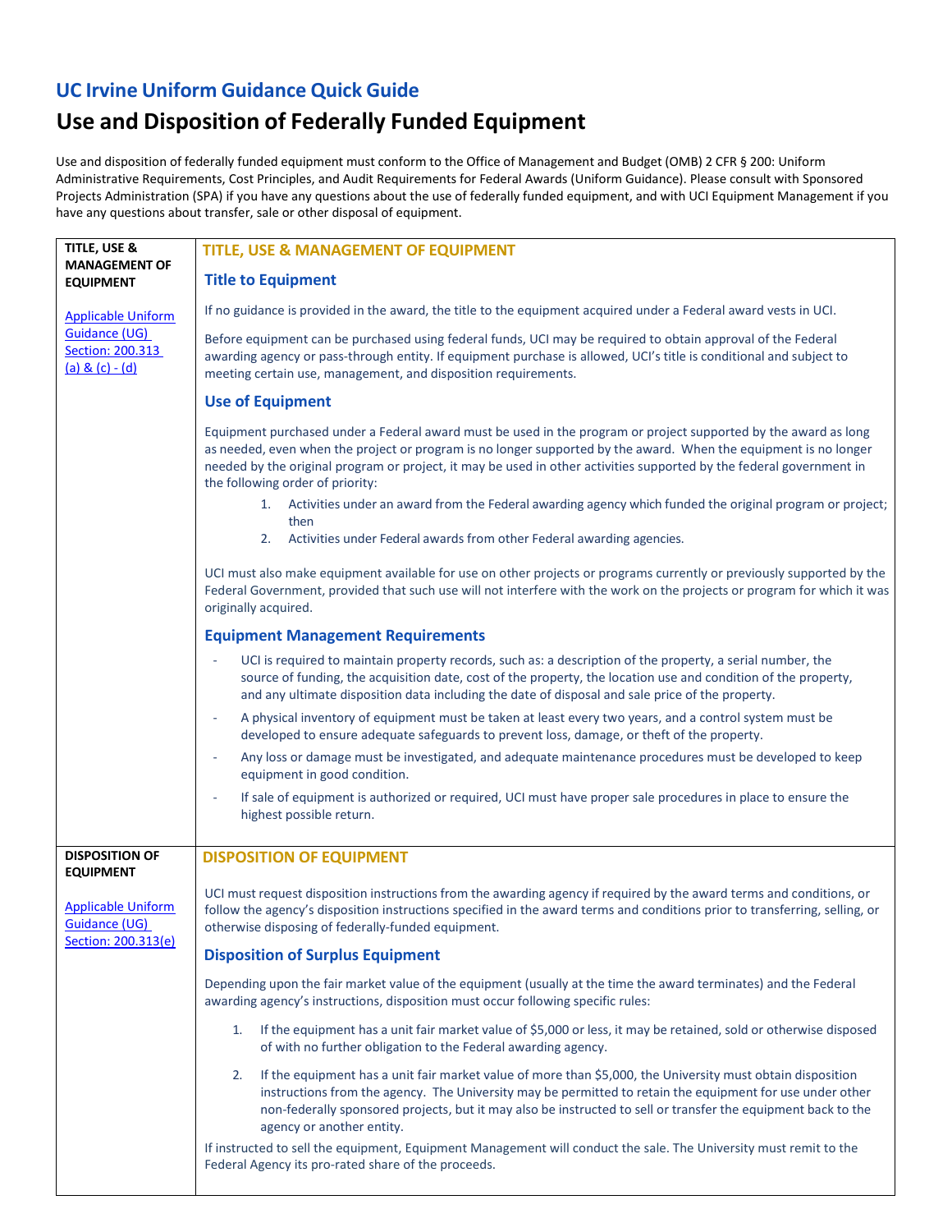# UC Irvine Uniform Guidance Quick Guide

# Use and Disposition of Federally Funded Equipment

Use and disposition of federally funded equipment must conform to the Office of Management and Budget (OMB) 2 CFR § 200: Uniform Administrative Requirements, Cost Principles, and Audit Requirements for Federal Awards (Uniform Guidance). Please consult with Sponsored Projects Administration (SPA) if you have any questions about the use of federally funded equipment, and with UCI Equipment Management if you have any questions about transfer, sale or other disposal of equipment.

**TITLE, USE & MANAGEMENT OF EQUIPMENT**

Applicable Uniform Guidance (UG) Section: 200.313 (a) & (c) - (d)

## TITLE, USE & MANAGEMENT OF EQUIPMENT

### Title to Equipment

If no guidance is provided in the award, the title to the equipment acquired under a Federal award vests in UCI.

Before equipment can be purchased using federal funds, UCI may be required to obtain approval of the Federal awarding agency or pass-through entity. If equipment purchase is allowed, UCI's title is conditional and subject to meeting certain use, management, and disposition requirements.

### Use of Equipment

Equipment purchased under a Federal award must be used in the program or project supported by the award as long as needed, even when the project or program is no longer supported by the award. When the equipment is no longer needed by the original program or project, it may be used in other activities supported by the federal government in the following order of priority:

1. Activities under an award from the Federal awarding agency which funded the original program or project; then
2. Activities under Federal awards from other Federal awarding agencies.

UCI must also make equipment available for use on other projects or programs currently or previously supported by the Federal Government, provided that such use will not interfere with the work on the projects or program for which it was originally acquired.

### Equipment Management Requirements

- UCI is required to maintain property records, such as: a description of the property, a serial number, the source of funding, the acquisition date, cost of the property, the location use and condition of the property, and any ultimate disposition data including the date of disposal and sale price of the property.
- A physical inventory of equipment must be taken at least every two years, and a control system must be developed to ensure adequate safeguards to prevent loss, damage, or theft of the property.
- Any loss or damage must be investigated, and adequate maintenance procedures must be developed to keep equipment in good condition.
- If sale of equipment is authorized or required, UCI must have proper sale procedures in place to ensure the highest possible return.

**DISPOSITION OF EQUIPMENT**

Applicable Uniform Guidance (UG) Section: 200.313(e)

## DISPOSITION OF EQUIPMENT

UCI must request disposition instructions from the awarding agency if required by the award terms and conditions, or follow the agency's disposition instructions specified in the award terms and conditions prior to transferring, selling, or otherwise disposing of federally-funded equipment.

### Disposition of Surplus Equipment

Depending upon the fair market value of the equipment (usually at the time the award terminates) and the Federal awarding agency's instructions, disposition must occur following specific rules:

1. If the equipment has a unit fair market value of $5,000 or less, it may be retained, sold or otherwise disposed of with no further obligation to the Federal awarding agency.
2. If the equipment has a unit fair market value of more than $5,000, the University must obtain disposition instructions from the agency. The University may be permitted to retain the equipment for use under other non-federally sponsored projects, but it may also be instructed to sell or transfer the equipment back to the agency or another entity.

If instructed to sell the equipment, Equipment Management will conduct the sale. The University must remit to the Federal Agency its pro-rated share of the proceeds.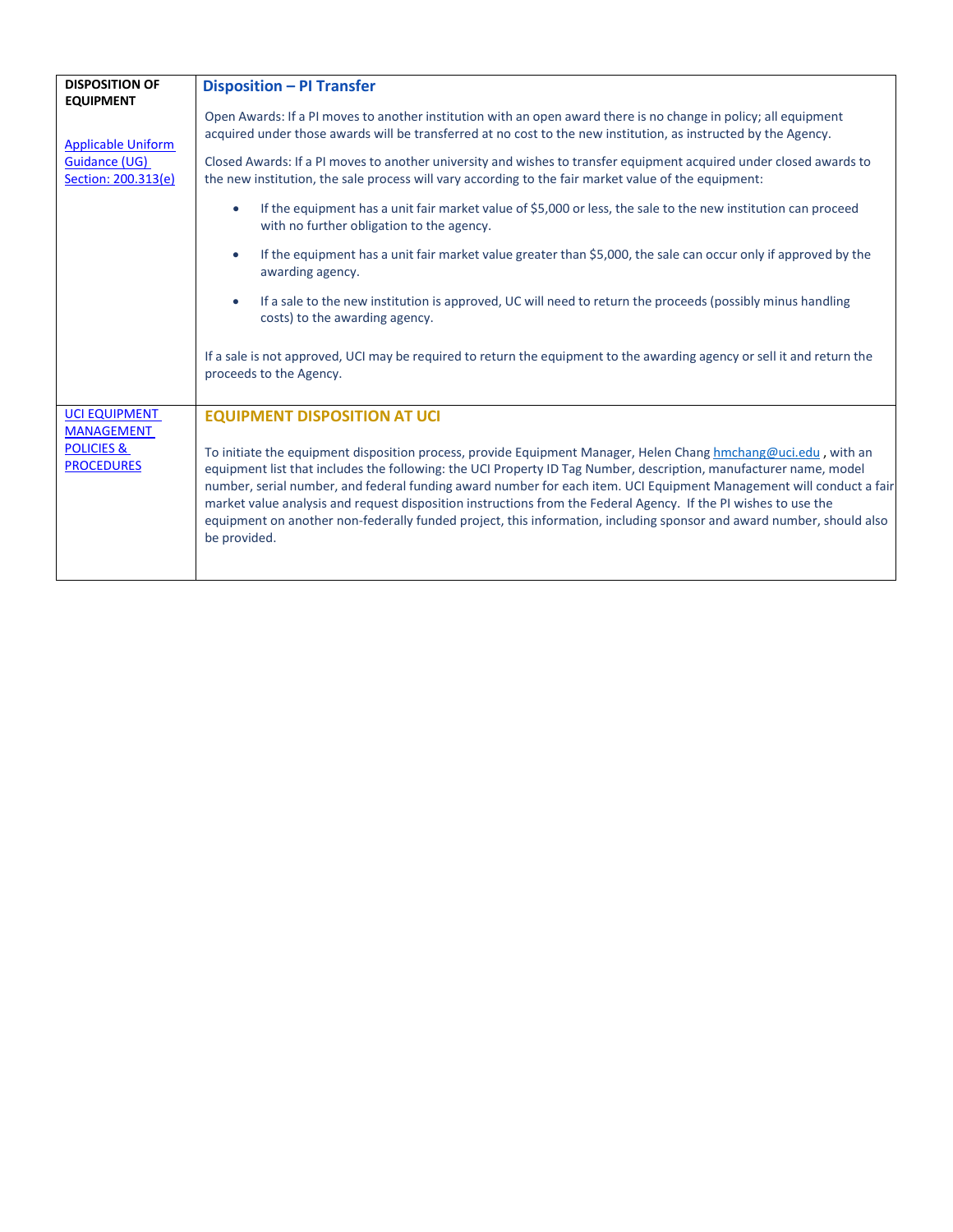| | |
|---|---|
| **DISPOSITION OF EQUIPMENT**<br><br>Applicable Uniform Guidance (UG) Section: 200.313(e) | **Disposition – PI Transfer**<br><br>Open Awards: If a PI moves to another institution with an open award there is no change in policy; all equipment acquired under those awards will be transferred at no cost to the new institution, as instructed by the Agency.<br><br>Closed Awards: If a PI moves to another university and wishes to transfer equipment acquired under closed awards to the new institution, the sale process will vary according to the fair market value of the equipment:<br><br>• If the equipment has a unit fair market value of $5,000 or less, the sale to the new institution can proceed with no further obligation to the agency.<br>• If the equipment has a unit fair market value greater than $5,000, the sale can occur only if approved by the awarding agency.<br>• If a sale to the new institution is approved, UC will need to return the proceeds (possibly minus handling costs) to the awarding agency.<br><br>If a sale is not approved, UCI may be required to return the equipment to the awarding agency or sell it and return the proceeds to the Agency. |
| UCI EQUIPMENT MANAGEMENT POLICIES & PROCEDURES | **EQUIPMENT DISPOSITION AT UCI**<br><br>To initiate the equipment disposition process, provide Equipment Manager, Helen Chang hmchang@uci.edu , with an equipment list that includes the following: the UCI Property ID Tag Number, description, manufacturer name, model number, serial number, and federal funding award number for each item. UCI Equipment Management will conduct a fair market value analysis and request disposition instructions from the Federal Agency. If the PI wishes to use the equipment on another non-federally funded project, this information, including sponsor and award number, should also be provided. |